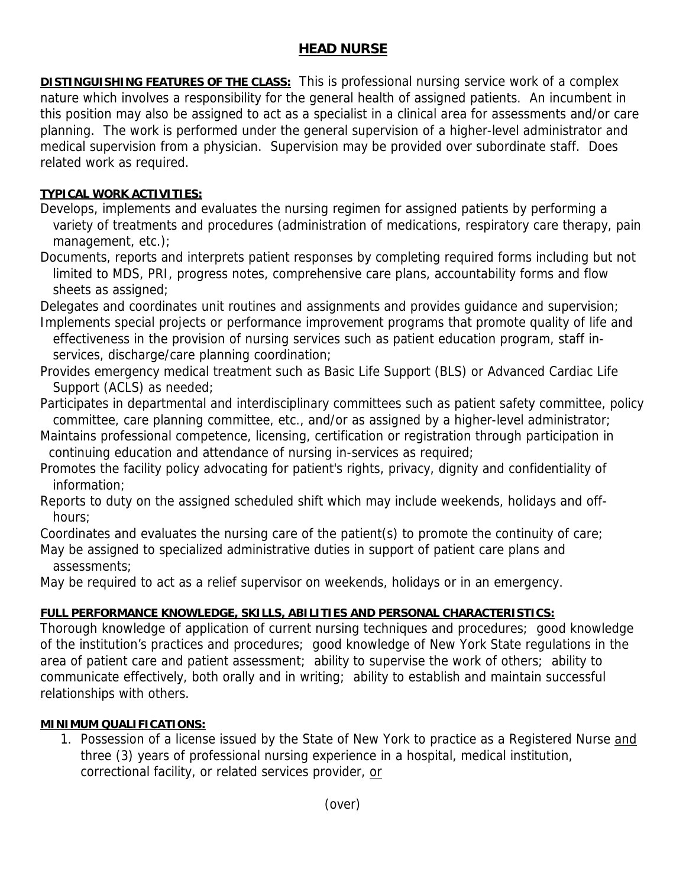# HEAD NURSE

**DISTINGUISHING FEATURES OF THE CLASS:** This is professional nursing service work of a complex nature which involves a responsibility for the general health of assigned patients. An incumbent in this position may also be assigned to act as a specialist in a clinical area for assessments and/or care planning. The work is performed under the general supervision of a higher-level administrator and medical supervision from a physician. Supervision may be provided over subordinate staff. Does related work as required.

**TYPICAL WORK ACTIVITIES:**

Develops, implements and evaluates the nursing regimen for assigned patients by performing a variety of treatments and procedures (administration of medications, respiratory care therapy, pain management, etc.);

Documents, reports and interprets patient responses by completing required forms including but not limited to MDS, PRI, progress notes, comprehensive care plans, accountability forms and flow sheets as assigned;

Delegates and coordinates unit routines and assignments and provides guidance and supervision;

Implements special projects or performance improvement programs that promote quality of life and effectiveness in the provision of nursing services such as patient education program, staff in-services, discharge/care planning coordination;

Provides emergency medical treatment such as Basic Life Support (BLS) or Advanced Cardiac Life Support (ACLS) as needed;

Participates in departmental and interdisciplinary committees such as patient safety committee, policy committee, care planning committee, etc., and/or as assigned by a higher-level administrator;

Maintains professional competence, licensing, certification or registration through participation in continuing education and attendance of nursing in-services as required;

Promotes the facility policy advocating for patient's rights, privacy, dignity and confidentiality of information;

Reports to duty on the assigned scheduled shift which may include weekends, holidays and off-hours;

Coordinates and evaluates the nursing care of the patient(s) to promote the continuity of care;

May be assigned to specialized administrative duties in support of patient care plans and assessments;

May be required to act as a relief supervisor on weekends, holidays or in an emergency.

**FULL PERFORMANCE KNOWLEDGE, SKILLS, ABILITIES AND PERSONAL CHARACTERISTICS:**

Thorough knowledge of application of current nursing techniques and procedures; good knowledge of the institution's practices and procedures; good knowledge of New York State regulations in the area of patient care and patient assessment; ability to supervise the work of others; ability to communicate effectively, both orally and in writing; ability to establish and maintain successful relationships with others.

**MINIMUM QUALIFICATIONS:**

1. Possession of a license issued by the State of New York to practice as a Registered Nurse and three (3) years of professional nursing experience in a hospital, medical institution, correctional facility, or related services provider, or

(over)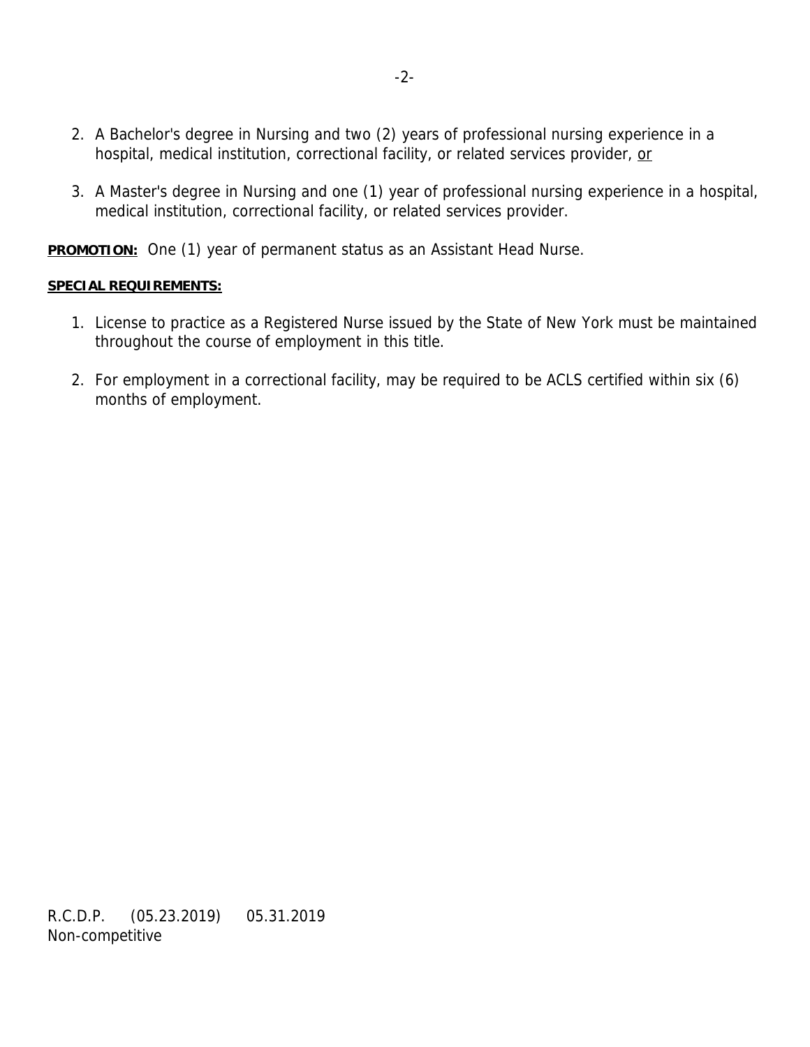2. A Bachelor's degree in Nursing and two (2) years of professional nursing experience in a hospital, medical institution, correctional facility, or related services provider, or

3. A Master's degree in Nursing and one (1) year of professional nursing experience in a hospital, medical institution, correctional facility, or related services provider.

**PROMOTION:** One (1) year of permanent status as an Assistant Head Nurse.

**SPECIAL REQUIREMENTS:**

1. License to practice as a Registered Nurse issued by the State of New York must be maintained throughout the course of employment in this title.

2. For employment in a correctional facility, may be required to be ACLS certified within six (6) months of employment.

R.C.D.P. (05.23.2019) 05.31.2019
Non-competitive